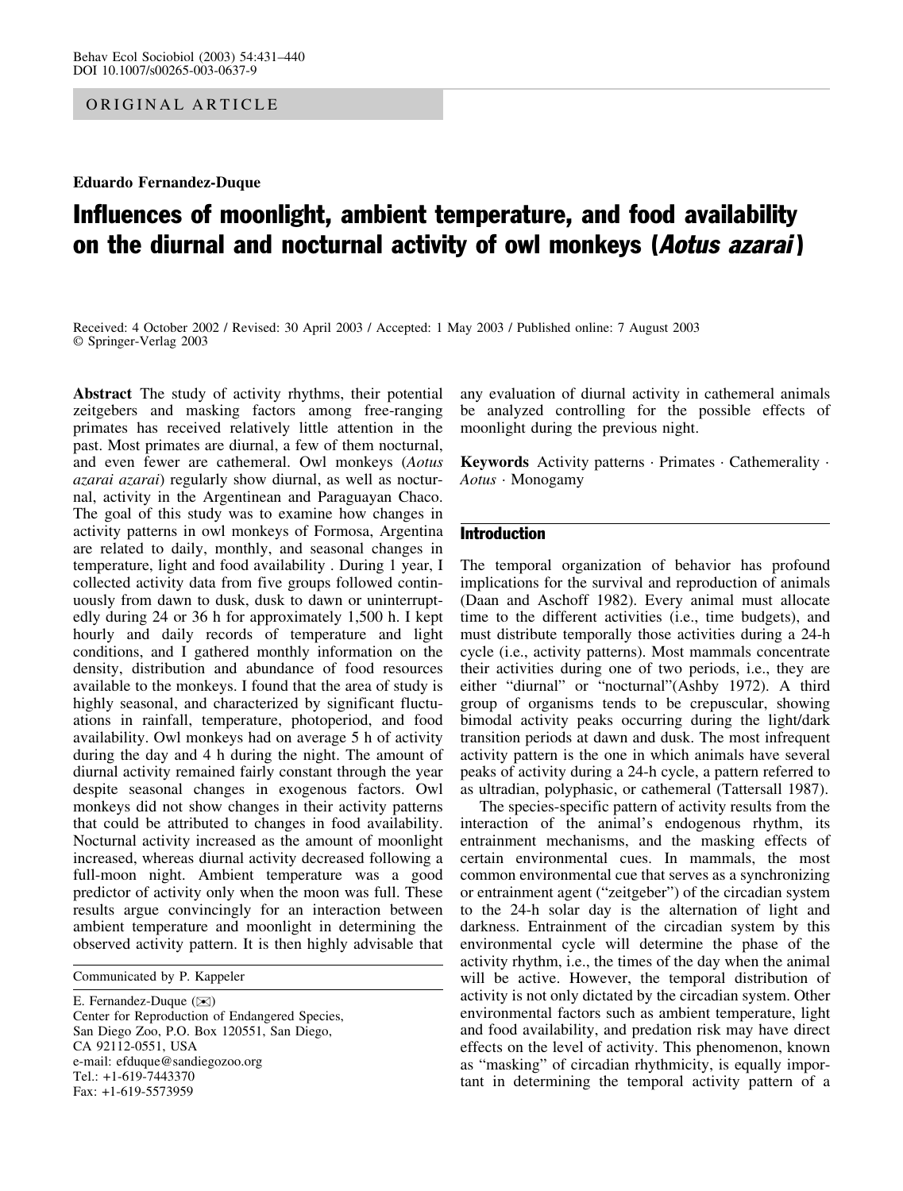ORIGINAL ARTICLE

**Eduardo Fernandez-Duque**

# Influences of moonlight, ambient temperature, and food availability on the diurnal and nocturnal activity of owl monkeys (*Aotus azarai*)

Received: 4 October 2002 / Revised: 30 April 2003 / Accepted: 1 May 2003 / Published online: 7 August 2003
© Springer-Verlag 2003

**Abstract** The study of activity rhythms, their potential zeitgebers and masking factors among free-ranging primates has received relatively little attention in the past. Most primates are diurnal, a few of them nocturnal, and even fewer are cathemeral. Owl monkeys (*Aotus azarai azarai*) regularly show diurnal, as well as nocturnal, activity in the Argentinean and Paraguayan Chaco. The goal of this study was to examine how changes in activity patterns in owl monkeys of Formosa, Argentina are related to daily, monthly, and seasonal changes in temperature, light and food availability . During 1 year, I collected activity data from five groups followed continuously from dawn to dusk, dusk to dawn or uninterruptedly during 24 or 36 h for approximately 1,500 h. I kept hourly and daily records of temperature and light conditions, and I gathered monthly information on the density, distribution and abundance of food resources available to the monkeys. I found that the area of study is highly seasonal, and characterized by significant fluctuations in rainfall, temperature, photoperiod, and food availability. Owl monkeys had on average 5 h of activity during the day and 4 h during the night. The amount of diurnal activity remained fairly constant through the year despite seasonal changes in exogenous factors. Owl monkeys did not show changes in their activity patterns that could be attributed to changes in food availability. Nocturnal activity increased as the amount of moonlight increased, whereas diurnal activity decreased following a full-moon night. Ambient temperature was a good predictor of activity only when the moon was full. These results argue convincingly for an interaction between ambient temperature and moonlight in determining the observed activity pattern. It is then highly advisable that any evaluation of diurnal activity in cathemeral animals be analyzed controlling for the possible effects of moonlight during the previous night.

**Keywords** Activity patterns · Primates · Cathemerality · *Aotus* · Monogamy

Communicated by P. Kappeler

E. Fernandez-Duque (✉)
Center for Reproduction of Endangered Species,
San Diego Zoo, P.O. Box 120551, San Diego,
CA 92112-0551, USA
e-mail: efduque@sandiegozoo.org
Tel.: +1-619-7443370
Fax: +1-619-5573959

## Introduction

The temporal organization of behavior has profound implications for the survival and reproduction of animals (Daan and Aschoff 1982). Every animal must allocate time to the different activities (i.e., time budgets), and must distribute temporally those activities during a 24-h cycle (i.e., activity patterns). Most mammals concentrate their activities during one of two periods, i.e., they are either "diurnal" or "nocturnal"(Ashby 1972). A third group of organisms tends to be crepuscular, showing bimodal activity peaks occurring during the light/dark transition periods at dawn and dusk. The most infrequent activity pattern is the one in which animals have several peaks of activity during a 24-h cycle, a pattern referred to as ultradian, polyphasic, or cathemeral (Tattersall 1987).

The species-specific pattern of activity results from the interaction of the animal's endogenous rhythm, its entrainment mechanisms, and the masking effects of certain environmental cues. In mammals, the most common environmental cue that serves as a synchronizing or entrainment agent ("zeitgeber") of the circadian system to the 24-h solar day is the alternation of light and darkness. Entrainment of the circadian system by this environmental cycle will determine the phase of the activity rhythm, i.e., the times of the day when the animal will be active. However, the temporal distribution of activity is not only dictated by the circadian system. Other environmental factors such as ambient temperature, light and food availability, and predation risk may have direct effects on the level of activity. This phenomenon, known as "masking" of circadian rhythmicity, is equally important in determining the temporal activity pattern of a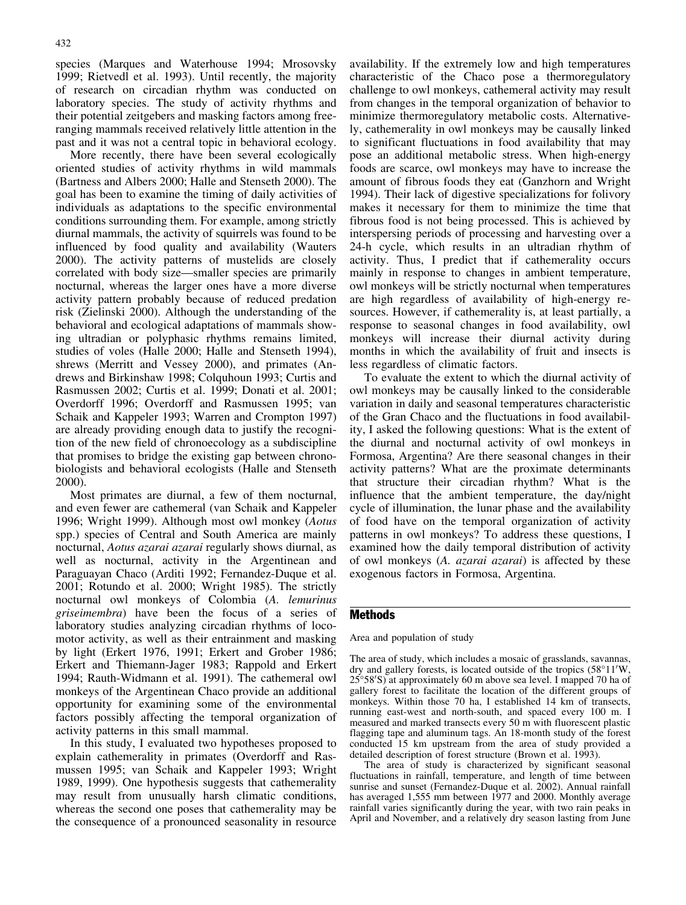species (Marques and Waterhouse 1994; Mrosovsky 1999; Rietvedl et al. 1993). Until recently, the majority of research on circadian rhythm was conducted on laboratory species. The study of activity rhythms and their potential zeitgebers and masking factors among free-ranging mammals received relatively little attention in the past and it was not a central topic in behavioral ecology.

More recently, there have been several ecologically oriented studies of activity rhythms in wild mammals (Bartness and Albers 2000; Halle and Stenseth 2000). The goal has been to examine the timing of daily activities of individuals as adaptations to the specific environmental conditions surrounding them. For example, among strictly diurnal mammals, the activity of squirrels was found to be influenced by food quality and availability (Wauters 2000). The activity patterns of mustelids are closely correlated with body size—smaller species are primarily nocturnal, whereas the larger ones have a more diverse activity pattern probably because of reduced predation risk (Zielinski 2000). Although the understanding of the behavioral and ecological adaptations of mammals showing ultradian or polyphasic rhythms remains limited, studies of voles (Halle 2000; Halle and Stenseth 1994), shrews (Merritt and Vessey 2000), and primates (Andrews and Birkinshaw 1998; Colquhoun 1993; Curtis and Rasmussen 2002; Curtis et al. 1999; Donati et al. 2001; Overdorff 1996; Overdorff and Rasmussen 1995; van Schaik and Kappeler 1993; Warren and Crompton 1997) are already providing enough data to justify the recognition of the new field of chronoecology as a subdiscipline that promises to bridge the existing gap between chronobiologists and behavioral ecologists (Halle and Stenseth 2000).

Most primates are diurnal, a few of them nocturnal, and even fewer are cathemeral (van Schaik and Kappeler 1996; Wright 1999). Although most owl monkey (*Aotus* spp.) species of Central and South America are mainly nocturnal, *Aotus azarai azarai* regularly shows diurnal, as well as nocturnal, activity in the Argentinean and Paraguayan Chaco (Arditi 1992; Fernandez-Duque et al. 2001; Rotundo et al. 2000; Wright 1985). The strictly nocturnal owl monkeys of Colombia (*A. lemurinus griseimembra*) have been the focus of a series of laboratory studies analyzing circadian rhythms of locomotor activity, as well as their entrainment and masking by light (Erkert 1976, 1991; Erkert and Grober 1986; Erkert and Thiemann-Jager 1983; Rappold and Erkert 1994; Rauth-Widmann et al. 1991). The cathemeral owl monkeys of the Argentinean Chaco provide an additional opportunity for examining some of the environmental factors possibly affecting the temporal organization of activity patterns in this small mammal.

In this study, I evaluated two hypotheses proposed to explain cathemerality in primates (Overdorff and Rasmussen 1995; van Schaik and Kappeler 1993; Wright 1989, 1999). One hypothesis suggests that cathemerality may result from unusually harsh climatic conditions, whereas the second one poses that cathemerality may be the consequence of a pronounced seasonality in resource availability. If the extremely low and high temperatures characteristic of the Chaco pose a thermoregulatory challenge to owl monkeys, cathemeral activity may result from changes in the temporal organization of behavior to minimize thermoregulatory metabolic costs. Alternatively, cathemerality in owl monkeys may be causally linked to significant fluctuations in food availability that may pose an additional metabolic stress. When high-energy foods are scarce, owl monkeys may have to increase the amount of fibrous foods they eat (Ganzhorn and Wright 1994). Their lack of digestive specializations for folivory makes it necessary for them to minimize the time that fibrous food is not being processed. This is achieved by interspersing periods of processing and harvesting over a 24-h cycle, which results in an ultradian rhythm of activity. Thus, I predict that if cathemerality occurs mainly in response to changes in ambient temperature, owl monkeys will be strictly nocturnal when temperatures are high regardless of availability of high-energy resources. However, if cathemerality is, at least partially, a response to seasonal changes in food availability, owl monkeys will increase their diurnal activity during months in which the availability of fruit and insects is less regardless of climatic factors.

To evaluate the extent to which the diurnal activity of owl monkeys may be causally linked to the considerable variation in daily and seasonal temperatures characteristic of the Gran Chaco and the fluctuations in food availability, I asked the following questions: What is the extent of the diurnal and nocturnal activity of owl monkeys in Formosa, Argentina? Are there seasonal changes in their activity patterns? What are the proximate determinants that structure their circadian rhythm? What is the influence that the ambient temperature, the day/night cycle of illumination, the lunar phase and the availability of food have on the temporal organization of activity patterns in owl monkeys? To address these questions, I examined how the daily temporal distribution of activity of owl monkeys (*A. azarai azarai*) is affected by these exogenous factors in Formosa, Argentina.

## Methods

### Area and population of study

The area of study, which includes a mosaic of grasslands, savannas, dry and gallery forests, is located outside of the tropics (58°11′W, 25°58′S) at approximately 60 m above sea level. I mapped 70 ha of gallery forest to facilitate the location of the different groups of monkeys. Within those 70 ha, I established 14 km of transects, running east-west and north-south, and spaced every 100 m. I measured and marked transects every 50 m with fluorescent plastic flagging tape and aluminum tags. An 18-month study of the forest conducted 15 km upstream from the area of study provided a detailed description of forest structure (Brown et al. 1993).

The area of study is characterized by significant seasonal fluctuations in rainfall, temperature, and length of time between sunrise and sunset (Fernandez-Duque et al. 2002). Annual rainfall has averaged 1,555 mm between 1977 and 2000. Monthly average rainfall varies significantly during the year, with two rain peaks in April and November, and a relatively dry season lasting from June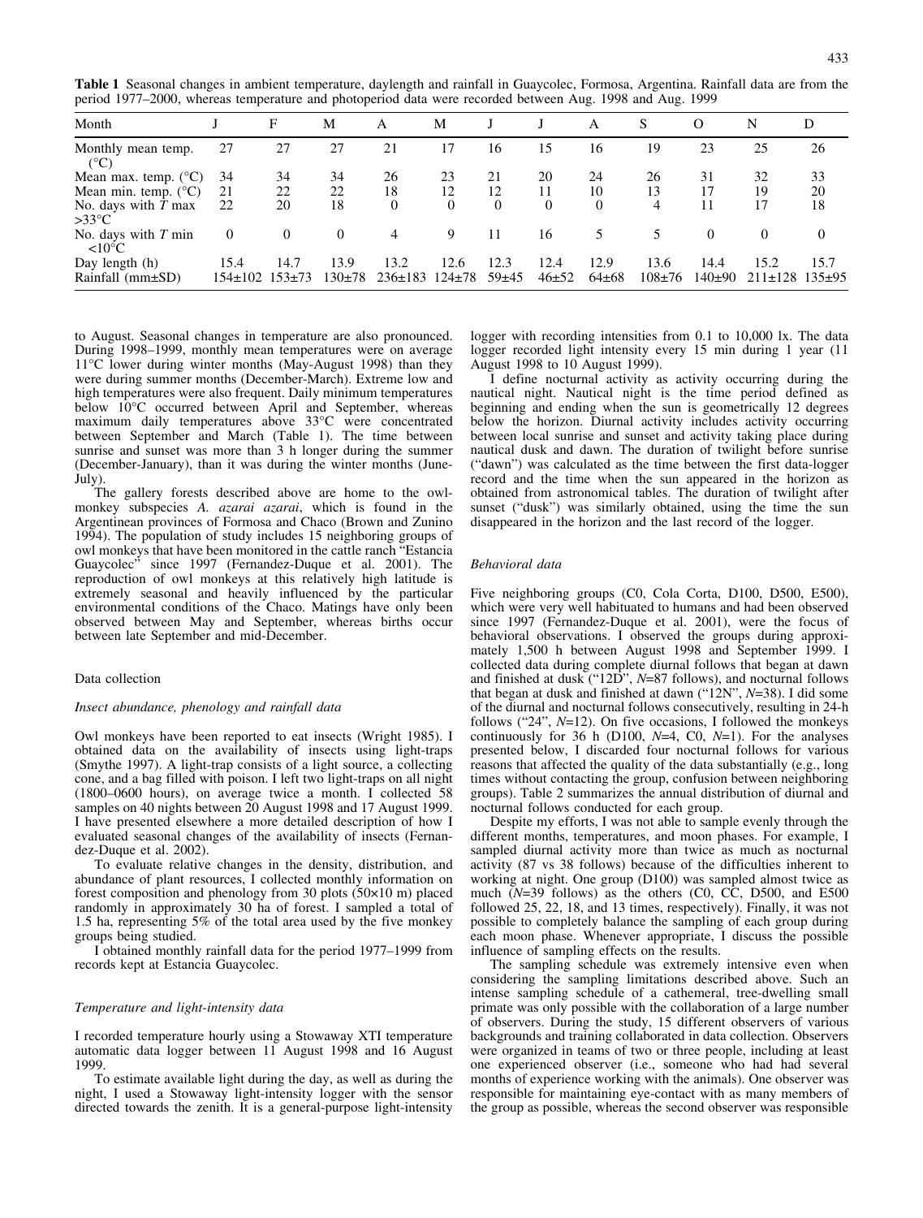**Table 1** Seasonal changes in ambient temperature, daylength and rainfall in Guaycolec, Formosa, Argentina. Rainfall data are from the period 1977–2000, whereas temperature and photoperiod data were recorded between Aug. 1998 and Aug. 1999

| Month | J | F | M | A | M | J | J | A | S | O | N | D |
|---|---|---|---|---|---|---|---|---|---|---|---|---|
| Monthly mean temp. (°C) | 27 | 27 | 27 | 21 | 17 | 16 | 15 | 16 | 19 | 23 | 25 | 26 |
| Mean max. temp. (°C) | 34 | 34 | 34 | 26 | 23 | 21 | 20 | 24 | 26 | 31 | 32 | 33 |
| Mean min. temp. (°C) | 21 | 22 | 22 | 18 | 12 | 12 | 11 | 10 | 13 | 17 | 19 | 20 |
| No. days with *T* max >33°C | 22 | 20 | 18 | 0 | 0 | 0 | 0 | 0 | 4 | 11 | 17 | 18 |
| No. days with *T* min <10°C | 0 | 0 | 0 | 4 | 9 | 11 | 16 | 5 | 5 | 0 | 0 | 0 |
| Day length (h) | 15.4 | 14.7 | 13.9 | 13.2 | 12.6 | 12.3 | 12.4 | 12.9 | 13.6 | 14.4 | 15.2 | 15.7 |
| Rainfall (mm±SD) | 154±102 | 153±73 | 130±78 | 236±183 | 124±78 | 59±45 | 46±52 | 64±68 | 108±76 | 140±90 | 211±128 | 135±95 |

to August. Seasonal changes in temperature are also pronounced. During 1998–1999, monthly mean temperatures were on average 11°C lower during winter months (May-August 1998) than they were during summer months (December-March). Extreme low and high temperatures were also frequent. Daily minimum temperatures below 10°C occurred between April and September, whereas maximum daily temperatures above 33°C were concentrated between September and March (Table 1). The time between sunrise and sunset was more than 3 h longer during the summer (December-January), than it was during the winter months (June-July).

The gallery forests described above are home to the owl-monkey subspecies *A. azarai azarai*, which is found in the Argentinean provinces of Formosa and Chaco (Brown and Zunino 1994). The population of study includes 15 neighboring groups of owl monkeys that have been monitored in the cattle ranch "Estancia Guaycolec" since 1997 (Fernandez-Duque et al. 2001). The reproduction of owl monkeys at this relatively high latitude is extremely seasonal and heavily influenced by the particular environmental conditions of the Chaco. Matings have only been observed between May and September, whereas births occur between late September and mid-December.

## Data collection

### *Insect abundance, phenology and rainfall data*

Owl monkeys have been reported to eat insects (Wright 1985). I obtained data on the availability of insects using light-traps (Smythe 1997). A light-trap consists of a light source, a collecting cone, and a bag filled with poison. I left two light-traps on all night (1800–0600 hours), on average twice a month. I collected 58 samples on 40 nights between 20 August 1998 and 17 August 1999. I have presented elsewhere a more detailed description of how I evaluated seasonal changes of the availability of insects (Fernandez-Duque et al. 2002).

To evaluate relative changes in the density, distribution, and abundance of plant resources, I collected monthly information on forest composition and phenology from 30 plots (50×10 m) placed randomly in approximately 30 ha of forest. I sampled a total of 1.5 ha, representing 5% of the total area used by the five monkey groups being studied.

I obtained monthly rainfall data for the period 1977–1999 from records kept at Estancia Guaycolec.

### *Temperature and light-intensity data*

I recorded temperature hourly using a Stowaway XTI temperature automatic data logger between 11 August 1998 and 16 August 1999.

To estimate available light during the day, as well as during the night, I used a Stowaway light-intensity logger with the sensor directed towards the zenith. It is a general-purpose light-intensity logger with recording intensities from 0.1 to 10,000 lx. The data logger recorded light intensity every 15 min during 1 year (11 August 1998 to 10 August 1999).

I define nocturnal activity as activity occurring during the nautical night. Nautical night is the time period defined as beginning and ending when the sun is geometrically 12 degrees below the horizon. Diurnal activity includes activity occurring between local sunrise and sunset and activity taking place during nautical dusk and dawn. The duration of twilight before sunrise ("dawn") was calculated as the time between the first data-logger record and the time when the sun appeared in the horizon as obtained from astronomical tables. The duration of twilight after sunset ("dusk") was similarly obtained, using the time the sun disappeared in the horizon and the last record of the logger.

### *Behavioral data*

Five neighboring groups (C0, Cola Corta, D100, D500, E500), which were very well habituated to humans and had been observed since 1997 (Fernandez-Duque et al. 2001), were the focus of behavioral observations. I observed the groups during approximately 1,500 h between August 1998 and September 1999. I collected data during complete diurnal follows that began at dawn and finished at dusk ("12D", *N*=87 follows), and nocturnal follows that began at dusk and finished at dawn ("12N", *N*=38). I did some of the diurnal and nocturnal follows consecutively, resulting in 24-h follows ("24", *N*=12). On five occasions, I followed the monkeys continuously for 36 h (D100, *N*=4, C0, *N*=1). For the analyses presented below, I discarded four nocturnal follows for various reasons that affected the quality of the data substantially (e.g., long times without contacting the group, confusion between neighboring groups). Table 2 summarizes the annual distribution of diurnal and nocturnal follows conducted for each group.

Despite my efforts, I was not able to sample evenly through the different months, temperatures, and moon phases. For example, I sampled diurnal activity more than twice as much as nocturnal activity (87 vs 38 follows) because of the difficulties inherent to working at night. One group (D100) was sampled almost twice as much (*N*=39 follows) as the others (C0, CC, D500, and E500 followed 25, 22, 18, and 13 times, respectively). Finally, it was not possible to completely balance the sampling of each group during each moon phase. Whenever appropriate, I discuss the possible influence of sampling effects on the results.

The sampling schedule was extremely intensive even when considering the sampling limitations described above. Such an intense sampling schedule of a cathemeral, tree-dwelling small primate was only possible with the collaboration of a large number of observers. During the study, 15 different observers of various backgrounds and training collaborated in data collection. Observers were organized in teams of two or three people, including at least one experienced observer (i.e., someone who had had several months of experience working with the animals). One observer was responsible for maintaining eye-contact with as many members of the group as possible, whereas the second observer was responsible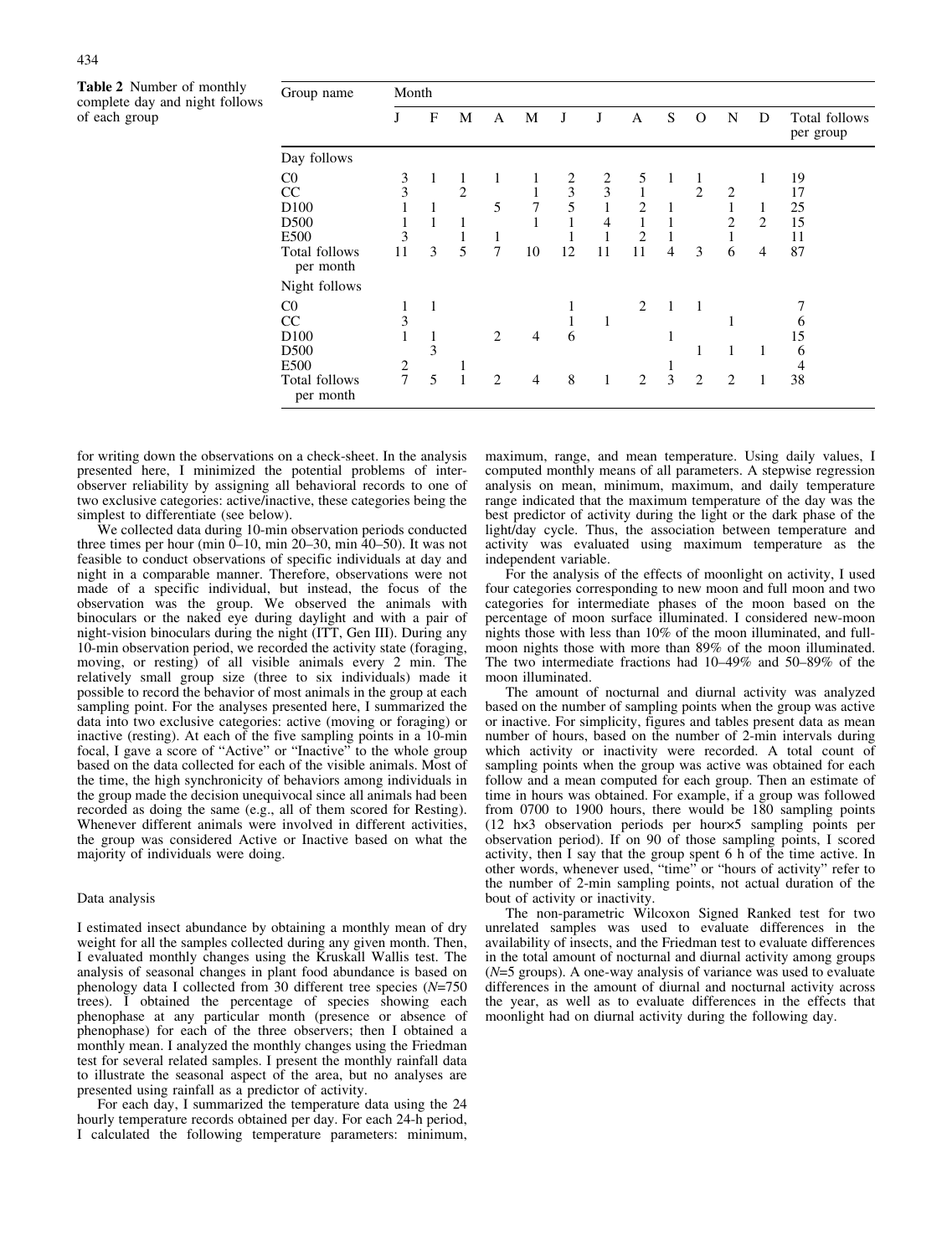**Table 2** Number of monthly complete day and night follows of each group

| Group name | Month | | | | | | | | | | | | Total follows per group |
|---|---|---|---|---|---|---|---|---|---|---|---|---|---|
| | J | F | M | A | M | J | J | A | S | O | N | D | |
| Day follows | | | | | | | | | | | | | |
| C0 | 3 | 1 | 1 | 1 | 1 | 2 | 2 | 5 | 1 | 1 | | 1 | 19 |
| CC | 3 | | 2 | | 1 | 3 | 3 | 1 | | 2 | 2 | | 17 |
| D100 | 1 | 1 | | 5 | 7 | 5 | 1 | 2 | 1 | | 1 | 1 | 25 |
| D500 | 1 | 1 | 1 | | 1 | 1 | 4 | 1 | 1 | | 2 | 2 | 15 |
| E500 | 3 | | 1 | 1 | | 1 | 1 | 2 | 1 | | 1 | | 11 |
| Total follows per month | 11 | 3 | 5 | 7 | 10 | 12 | 11 | 11 | 4 | 3 | 6 | 4 | 87 |
| Night follows | | | | | | | | | | | | | |
| C0 | 1 | 1 | | | | 1 | | 2 | 1 | 1 | | | 7 |
| CC | 3 | | | | | 1 | 1 | | | | 1 | | 6 |
| D100 | 1 | 1 | | 2 | 4 | 6 | | | 1 | | | | 15 |
| D500 | | 3 | | | | | | | | 1 | 1 | 1 | 6 |
| E500 | 2 | | 1 | | | | | | 1 | | | | 4 |
| Total follows per month | 7 | 5 | 1 | 2 | 4 | 8 | 1 | 2 | 3 | 2 | 2 | 1 | 38 |

for writing down the observations on a check-sheet. In the analysis presented here, I minimized the potential problems of inter-observer reliability by assigning all behavioral records to one of two exclusive categories: active/inactive, these categories being the simplest to differentiate (see below).

We collected data during 10-min observation periods conducted three times per hour (min 0–10, min 20–30, min 40–50). It was not feasible to conduct observations of specific individuals at day and night in a comparable manner. Therefore, observations were not made of a specific individual, but instead, the focus of the observation was the group. We observed the animals with binoculars or the naked eye during daylight and with a pair of night-vision binoculars during the night (ITT, Gen III). During any 10-min observation period, we recorded the activity state (foraging, moving, or resting) of all visible animals every 2 min. The relatively small group size (three to six individuals) made it possible to record the behavior of most animals in the group at each sampling point. For the analyses presented here, I summarized the data into two exclusive categories: active (moving or foraging) or inactive (resting). At each of the five sampling points in a 10-min focal, I gave a score of "Active" or "Inactive" to the whole group based on the data collected for each of the visible animals. Most of the time, the high synchronicity of behaviors among individuals in the group made the decision unequivocal since all animals had been recorded as doing the same (e.g., all of them scored for Resting). Whenever different animals were involved in different activities, the group was considered Active or Inactive based on what the majority of individuals were doing.

### Data analysis

I estimated insect abundance by obtaining a monthly mean of dry weight for all the samples collected during any given month. Then, I evaluated monthly changes using the Kruskall Wallis test. The analysis of seasonal changes in plant food abundance is based on phenology data I collected from 30 different tree species ($N$=750 trees). I obtained the percentage of species showing each phenophase at any particular month (presence or absence of phenophase) for each of the three observers; then I obtained a monthly mean. I analyzed the monthly changes using the Friedman test for several related samples. I present the monthly rainfall data to illustrate the seasonal aspect of the area, but no analyses are presented using rainfall as a predictor of activity.

For each day, I summarized the temperature data using the 24 hourly temperature records obtained per day. For each 24-h period, I calculated the following temperature parameters: minimum, maximum, range, and mean temperature. Using daily values, I computed monthly means of all parameters. A stepwise regression analysis on mean, minimum, maximum, and daily temperature range indicated that the maximum temperature of the day was the best predictor of activity during the light or the dark phase of the light/day cycle. Thus, the association between temperature and activity was evaluated using maximum temperature as the independent variable.

For the analysis of the effects of moonlight on activity, I used four categories corresponding to new moon and full moon and two categories for intermediate phases of the moon based on the percentage of moon surface illuminated. I considered new-moon nights those with less than 10% of the moon illuminated, and full-moon nights those with more than 89% of the moon illuminated. The two intermediate fractions had 10–49% and 50–89% of the moon illuminated.

The amount of nocturnal and diurnal activity was analyzed based on the number of sampling points when the group was active or inactive. For simplicity, figures and tables present data as mean number of hours, based on the number of 2-min intervals during which activity or inactivity were recorded. A total count of sampling points when the group was active was obtained for each follow and a mean computed for each group. Then an estimate of time in hours was obtained. For example, if a group was followed from 0700 to 1900 hours, there would be 180 sampling points (12 h×3 observation periods per hour×5 sampling points per observation period). If on 90 of those sampling points, I scored activity, then I say that the group spent 6 h of the time active. In other words, whenever used, "time" or "hours of activity" refer to the number of 2-min sampling points, not actual duration of the bout of activity or inactivity.

The non-parametric Wilcoxon Signed Ranked test for two unrelated samples was used to evaluate differences in the availability of insects, and the Friedman test to evaluate differences in the total amount of nocturnal and diurnal activity among groups ($N$=5 groups). A one-way analysis of variance was used to evaluate differences in the amount of diurnal and nocturnal activity across the year, as well as to evaluate differences in the effects that moonlight had on diurnal activity during the following day.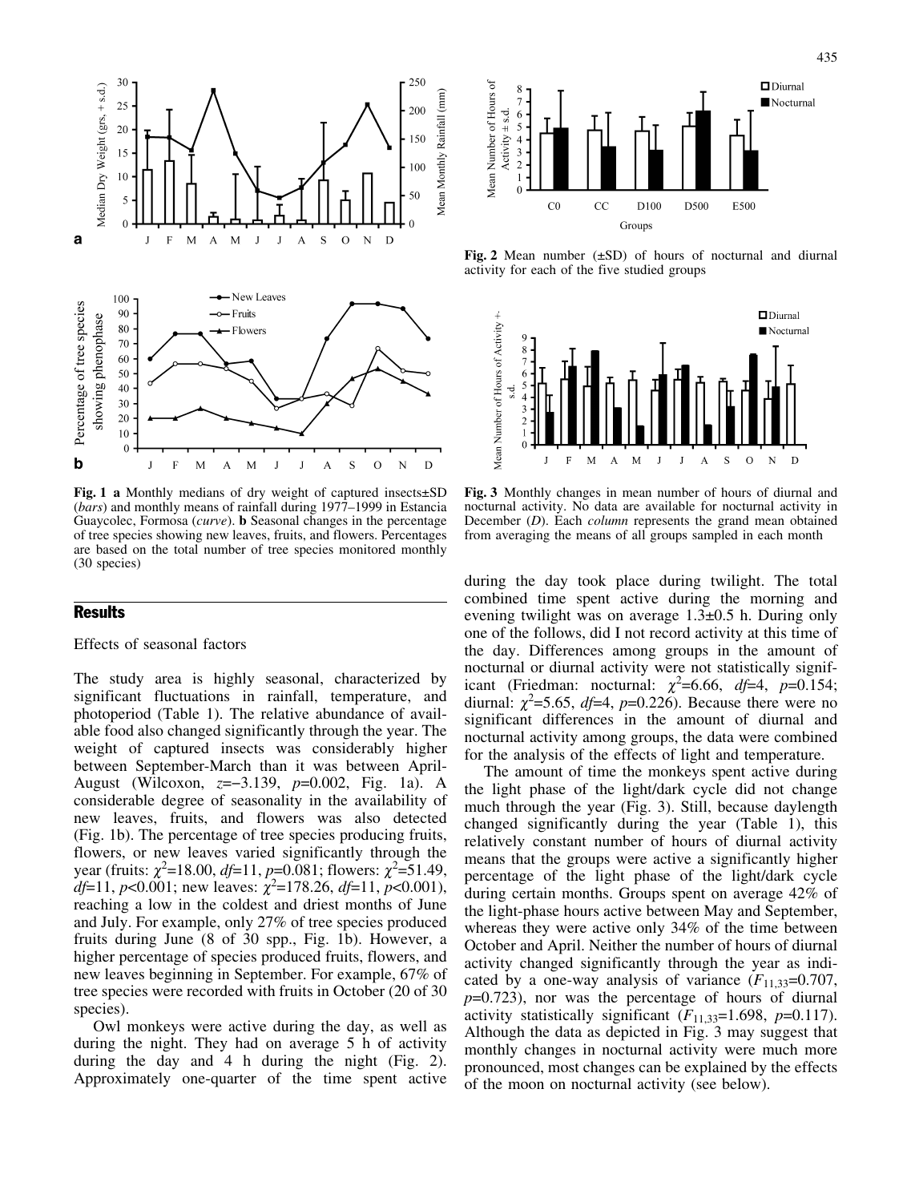**Fig. 1** **a** Monthly medians of dry weight of captured insects±SD (*bars*) and monthly means of rainfall during 1977–1999 in Estancia Guaycolec, Formosa (*curve*). **b** Seasonal changes in the percentage of tree species showing new leaves, fruits, and flowers. Percentages are based on the total number of tree species monitored monthly (30 species)

**Fig. 2** Mean number (±SD) of hours of nocturnal and diurnal activity for each of the five studied groups

**Fig. 3** Monthly changes in mean number of hours of diurnal and nocturnal activity. No data are available for nocturnal activity in December (*D*). Each *column* represents the grand mean obtained from averaging the means of all groups sampled in each month

## Results

### Effects of seasonal factors

The study area is highly seasonal, characterized by significant fluctuations in rainfall, temperature, and photoperiod (Table 1). The relative abundance of available food also changed significantly through the year. The weight of captured insects was considerably higher between September-March than it was between April-August (Wilcoxon, $z$=−3.139, $p$=0.002, Fig. 1a). A considerable degree of seasonality in the availability of new leaves, fruits, and flowers was also detected (Fig. 1b). The percentage of tree species producing fruits, flowers, or new leaves varied significantly through the year (fruits: $\chi^2$=18.00, $df$=11, $p$=0.081; flowers: $\chi^2$=51.49, $df$=11, $p$<0.001; new leaves: $\chi^2$=178.26, $df$=11, $p$<0.001), reaching a low in the coldest and driest months of June and July. For example, only 27% of tree species produced fruits during June (8 of 30 spp., Fig. 1b). However, a higher percentage of species produced fruits, flowers, and new leaves beginning in September. For example, 67% of tree species were recorded with fruits in October (20 of 30 species).

Owl monkeys were active during the day, as well as during the night. They had on average 5 h of activity during the day and 4 h during the night (Fig. 2). Approximately one-quarter of the time spent active during the day took place during twilight. The total combined time spent active during the morning and evening twilight was on average 1.3±0.5 h. During only one of the follows, did I not record activity at this time of the day. Differences among groups in the amount of nocturnal or diurnal activity were not statistically significant (Friedman: nocturnal: $\chi^2$=6.66, $df$=4, $p$=0.154; diurnal: $\chi^2$=5.65, $df$=4, $p$=0.226). Because there were no significant differences in the amount of diurnal and nocturnal activity among groups, the data were combined for the analysis of the effects of light and temperature.

The amount of time the monkeys spent active during the light phase of the light/dark cycle did not change much through the year (Fig. 3). Still, because daylength changed significantly during the year (Table 1), this relatively constant number of hours of diurnal activity means that the groups were active a significantly higher percentage of the light phase of the light/dark cycle during certain months. Groups spent on average 42% of the light-phase hours active between May and September, whereas they were active only 34% of the time between October and April. Neither the number of hours of diurnal activity changed significantly through the year as indicated by a one-way analysis of variance ($F_{11,33}$=0.707, $p$=0.723), nor was the percentage of hours of diurnal activity statistically significant ($F_{11,33}$=1.698, $p$=0.117). Although the data as depicted in Fig. 3 may suggest that monthly changes in nocturnal activity were much more pronounced, most changes can be explained by the effects of the moon on nocturnal activity (see below).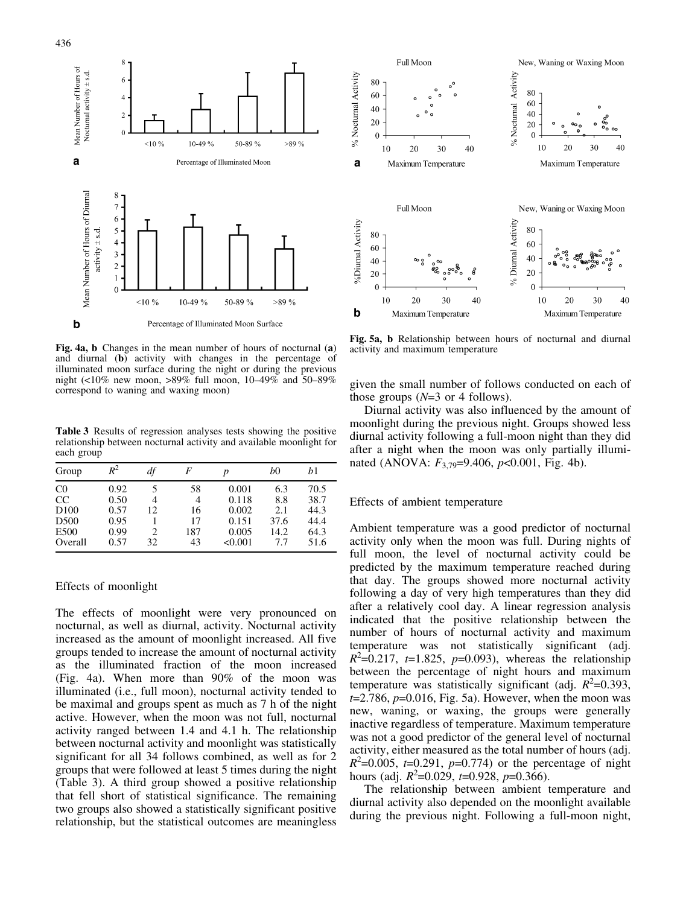Fig. 4a, b Changes in the mean number of hours of nocturnal (**a**) and diurnal (**b**) activity with changes in the percentage of illuminated moon surface during the night or during the previous night (<10% new moon, >89% full moon, 10–49% and 50–89% correspond to waning and waxing moon)

**Table 3** Results of regression analyses tests showing the positive relationship between nocturnal activity and available moonlight for each group

| Group | $R^2$ | *df* | *F* | *p* | *b*0 | *b*1 |
|---|---|---|---|---|---|---|
| C0 | 0.92 | 5 | 58 | 0.001 | 6.3 | 70.5 |
| CC | 0.50 | 4 | 4 | 0.118 | 8.8 | 38.7 |
| D100 | 0.57 | 12 | 16 | 0.002 | 2.1 | 44.3 |
| D500 | 0.95 | 1 | 17 | 0.151 | 37.6 | 44.4 |
| E500 | 0.99 | 2 | 187 | 0.005 | 14.2 | 64.3 |
| Overall | 0.57 | 32 | 43 | <0.001 | 7.7 | 51.6 |

## Effects of moonlight

The effects of moonlight were very pronounced on nocturnal, as well as diurnal, activity. Nocturnal activity increased as the amount of moonlight increased. All five groups tended to increase the amount of nocturnal activity as the illuminated fraction of the moon increased (Fig. 4a). When more than 90% of the moon was illuminated (i.e., full moon), nocturnal activity tended to be maximal and groups spent as much as 7 h of the night active. However, when the moon was not full, nocturnal activity ranged between 1.4 and 4.1 h. The relationship between nocturnal activity and moonlight was statistically significant for all 34 follows combined, as well as for 2 groups that were followed at least 5 times during the night (Table 3). A third group showed a positive relationship that fell short of statistical significance. The remaining two groups also showed a statistically significant positive relationship, but the statistical outcomes are meaningless given the small number of follows conducted on each of those groups (*N*=3 or 4 follows).

Diurnal activity was also influenced by the amount of moonlight during the previous night. Groups showed less diurnal activity following a full-moon night than they did after a night when the moon was only partially illuminated (ANOVA: $F_{3,79}$=9.406, $p<0.001$, Fig. 4b).

Fig. 5a, b Relationship between hours of nocturnal and diurnal activity and maximum temperature

## Effects of ambient temperature

Ambient temperature was a good predictor of nocturnal activity only when the moon was full. During nights of full moon, the level of nocturnal activity could be predicted by the maximum temperature reached during that day. The groups showed more nocturnal activity following a day of very high temperatures than they did after a relatively cool day. A linear regression analysis indicated that the positive relationship between the number of hours of nocturnal activity and maximum temperature was not statistically significant (adj. $R^2$=0.217, *t*=1.825, *p*=0.093), whereas the relationship between the percentage of night hours and maximum temperature was statistically significant (adj. $R^2$=0.393, *t*=2.786, *p*=0.016, Fig. 5a). However, when the moon was new, waning, or waxing, the groups were generally inactive regardless of temperature. Maximum temperature was not a good predictor of the general level of nocturnal activity, either measured as the total number of hours (adj. $R^2$=0.005, *t*=0.291, *p*=0.774) or the percentage of night hours (adj. $R^2$=0.029, *t*=0.928, *p*=0.366).

The relationship between ambient temperature and diurnal activity also depended on the moonlight available during the previous night. Following a full-moon night,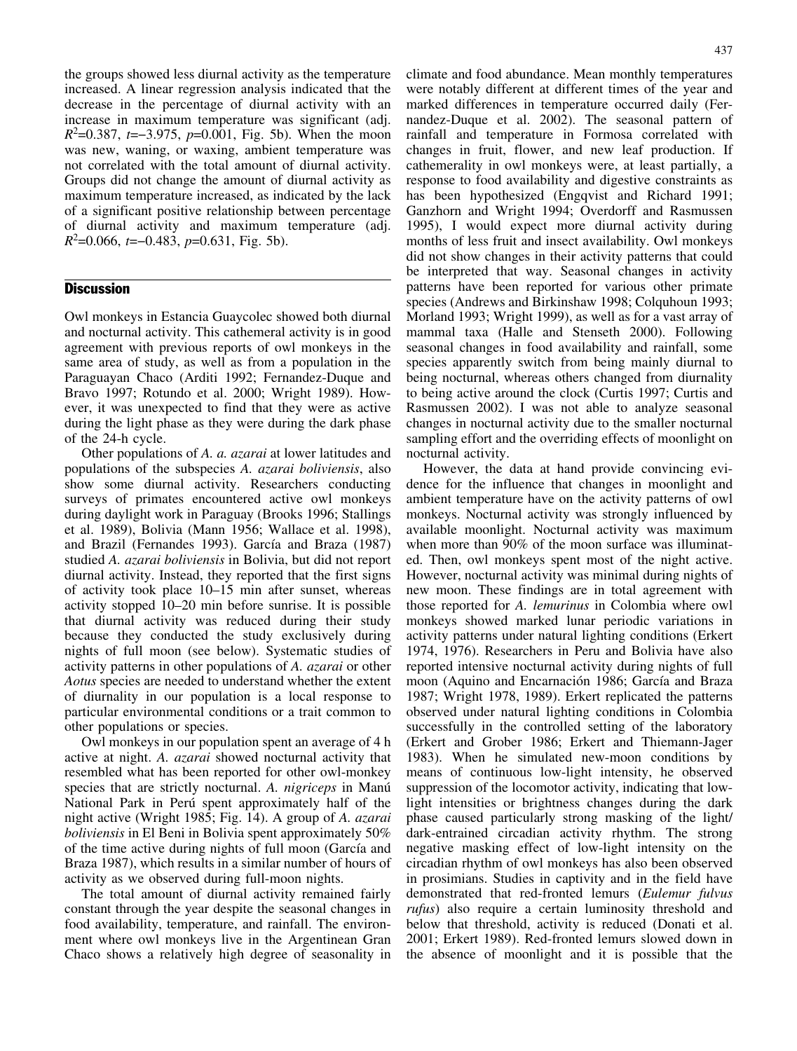the groups showed less diurnal activity as the temperature increased. A linear regression analysis indicated that the decrease in the percentage of diurnal activity with an increase in maximum temperature was significant (adj. $R^2$=0.387, $t$=−3.975, $p$=0.001, Fig. 5b). When the moon was new, waning, or waxing, ambient temperature was not correlated with the total amount of diurnal activity. Groups did not change the amount of diurnal activity as maximum temperature increased, as indicated by the lack of a significant positive relationship between percentage of diurnal activity and maximum temperature (adj. $R^2$=0.066, $t$=−0.483, $p$=0.631, Fig. 5b).

## Discussion

Owl monkeys in Estancia Guaycolec showed both diurnal and nocturnal activity. This cathemeral activity is in good agreement with previous reports of owl monkeys in the same area of study, as well as from a population in the Paraguayan Chaco (Arditi 1992; Fernandez-Duque and Bravo 1997; Rotundo et al. 2000; Wright 1989). However, it was unexpected to find that they were as active during the light phase as they were during the dark phase of the 24-h cycle.

Other populations of *A. a. azarai* at lower latitudes and populations of the subspecies *A. azarai boliviensis*, also show some diurnal activity. Researchers conducting surveys of primates encountered active owl monkeys during daylight work in Paraguay (Brooks 1996; Stallings et al. 1989), Bolivia (Mann 1956; Wallace et al. 1998), and Brazil (Fernandes 1993). García and Braza (1987) studied *A. azarai boliviensis* in Bolivia, but did not report diurnal activity. Instead, they reported that the first signs of activity took place 10–15 min after sunset, whereas activity stopped 10–20 min before sunrise. It is possible that diurnal activity was reduced during their study because they conducted the study exclusively during nights of full moon (see below). Systematic studies of activity patterns in other populations of *A. azarai* or other *Aotus* species are needed to understand whether the extent of diurnality in our population is a local response to particular environmental conditions or a trait common to other populations or species.

Owl monkeys in our population spent an average of 4 h active at night. *A. azarai* showed nocturnal activity that resembled what has been reported for other owl-monkey species that are strictly nocturnal. *A. nigriceps* in Manú National Park in Perú spent approximately half of the night active (Wright 1985; Fig. 14). A group of *A. azarai boliviensis* in El Beni in Bolivia spent approximately 50% of the time active during nights of full moon (García and Braza 1987), which results in a similar number of hours of activity as we observed during full-moon nights.

The total amount of diurnal activity remained fairly constant through the year despite the seasonal changes in food availability, temperature, and rainfall. The environment where owl monkeys live in the Argentinean Gran Chaco shows a relatively high degree of seasonality in climate and food abundance. Mean monthly temperatures were notably different at different times of the year and marked differences in temperature occurred daily (Fernandez-Duque et al. 2002). The seasonal pattern of rainfall and temperature in Formosa correlated with changes in fruit, flower, and new leaf production. If cathemerality in owl monkeys were, at least partially, a response to food availability and digestive constraints as has been hypothesized (Engqvist and Richard 1991; Ganzhorn and Wright 1994; Overdorff and Rasmussen 1995), I would expect more diurnal activity during months of less fruit and insect availability. Owl monkeys did not show changes in their activity patterns that could be interpreted that way. Seasonal changes in activity patterns have been reported for various other primate species (Andrews and Birkinshaw 1998; Colquhoun 1993; Morland 1993; Wright 1999), as well as for a vast array of mammal taxa (Halle and Stenseth 2000). Following seasonal changes in food availability and rainfall, some species apparently switch from being mainly diurnal to being nocturnal, whereas others changed from diurnality to being active around the clock (Curtis 1997; Curtis and Rasmussen 2002). I was not able to analyze seasonal changes in nocturnal activity due to the smaller nocturnal sampling effort and the overriding effects of moonlight on nocturnal activity.

However, the data at hand provide convincing evidence for the influence that changes in moonlight and ambient temperature have on the activity patterns of owl monkeys. Nocturnal activity was strongly influenced by available moonlight. Nocturnal activity was maximum when more than 90% of the moon surface was illuminated. Then, owl monkeys spent most of the night active. However, nocturnal activity was minimal during nights of new moon. These findings are in total agreement with those reported for *A. lemurinus* in Colombia where owl monkeys showed marked lunar periodic variations in activity patterns under natural lighting conditions (Erkert 1974, 1976). Researchers in Peru and Bolivia have also reported intensive nocturnal activity during nights of full moon (Aquino and Encarnación 1986; García and Braza 1987; Wright 1978, 1989). Erkert replicated the patterns observed under natural lighting conditions in Colombia successfully in the controlled setting of the laboratory (Erkert and Grober 1986; Erkert and Thiemann-Jager 1983). When he simulated new-moon conditions by means of continuous low-light intensity, he observed suppression of the locomotor activity, indicating that low-light intensities or brightness changes during the dark phase caused particularly strong masking of the light/dark-entrained circadian activity rhythm. The strong negative masking effect of low-light intensity on the circadian rhythm of owl monkeys has also been observed in prosimians. Studies in captivity and in the field have demonstrated that red-fronted lemurs (*Eulemur fulvus rufus*) also require a certain luminosity threshold and below that threshold, activity is reduced (Donati et al. 2001; Erkert 1989). Red-fronted lemurs slowed down in the absence of moonlight and it is possible that the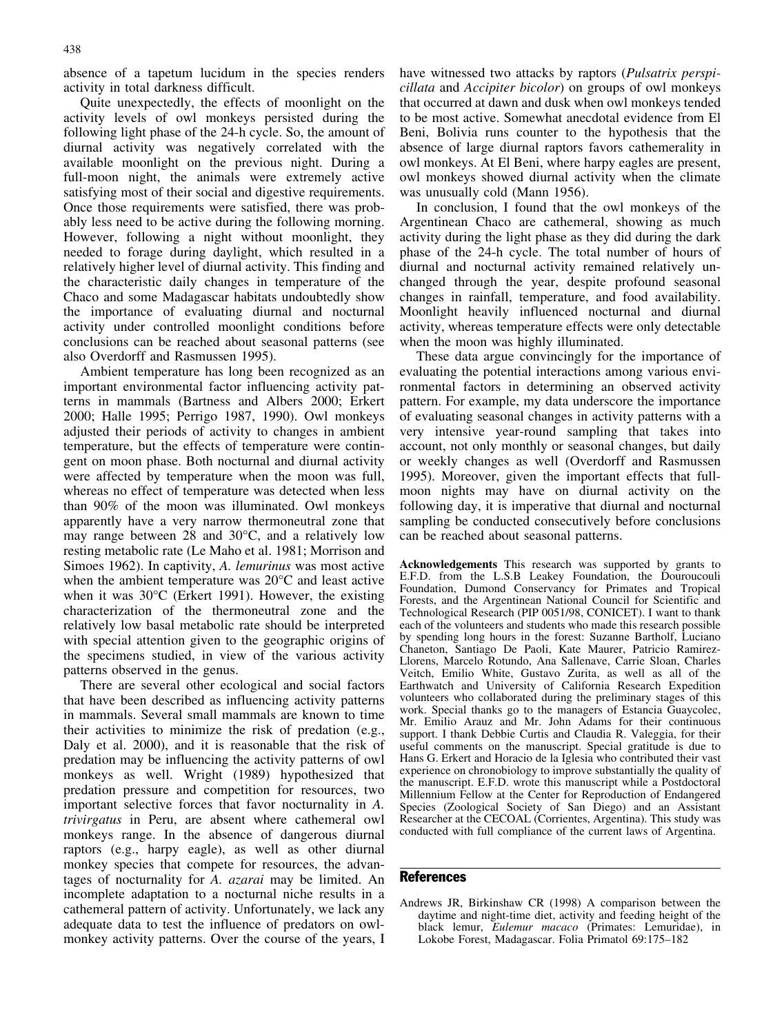absence of a tapetum lucidum in the species renders activity in total darkness difficult.

Quite unexpectedly, the effects of moonlight on the activity levels of owl monkeys persisted during the following light phase of the 24-h cycle. So, the amount of diurnal activity was negatively correlated with the available moonlight on the previous night. During a full-moon night, the animals were extremely active satisfying most of their social and digestive requirements. Once those requirements were satisfied, there was probably less need to be active during the following morning. However, following a night without moonlight, they needed to forage during daylight, which resulted in a relatively higher level of diurnal activity. This finding and the characteristic daily changes in temperature of the Chaco and some Madagascar habitats undoubtedly show the importance of evaluating diurnal and nocturnal activity under controlled moonlight conditions before conclusions can be reached about seasonal patterns (see also Overdorff and Rasmussen 1995).

Ambient temperature has long been recognized as an important environmental factor influencing activity patterns in mammals (Bartness and Albers 2000; Erkert 2000; Halle 1995; Perrigo 1987, 1990). Owl monkeys adjusted their periods of activity to changes in ambient temperature, but the effects of temperature were contingent on moon phase. Both nocturnal and diurnal activity were affected by temperature when the moon was full, whereas no effect of temperature was detected when less than 90% of the moon was illuminated. Owl monkeys apparently have a very narrow thermoneutral zone that may range between 28 and 30°C, and a relatively low resting metabolic rate (Le Maho et al. 1981; Morrison and Simoes 1962). In captivity, *A. lemurinus* was most active when the ambient temperature was 20°C and least active when it was 30°C (Erkert 1991). However, the existing characterization of the thermoneutral zone and the relatively low basal metabolic rate should be interpreted with special attention given to the geographic origins of the specimens studied, in view of the various activity patterns observed in the genus.

There are several other ecological and social factors that have been described as influencing activity patterns in mammals. Several small mammals are known to time their activities to minimize the risk of predation (e.g., Daly et al. 2000), and it is reasonable that the risk of predation may be influencing the activity patterns of owl monkeys as well. Wright (1989) hypothesized that predation pressure and competition for resources, two important selective forces that favor nocturnality in *A. trivirgatus* in Peru, are absent where cathemeral owl monkeys range. In the absence of dangerous diurnal raptors (e.g., harpy eagle), as well as other diurnal monkey species that compete for resources, the advantages of nocturnality for *A. azarai* may be limited. An incomplete adaptation to a nocturnal niche results in a cathemeral pattern of activity. Unfortunately, we lack any adequate data to test the influence of predators on owl-monkey activity patterns. Over the course of the years, I have witnessed two attacks by raptors (*Pulsatrix perspicillata* and *Accipiter bicolor*) on groups of owl monkeys that occurred at dawn and dusk when owl monkeys tended to be most active. Somewhat anecdotal evidence from El Beni, Bolivia runs counter to the hypothesis that the absence of large diurnal raptors favors cathemerality in owl monkeys. At El Beni, where harpy eagles are present, owl monkeys showed diurnal activity when the climate was unusually cold (Mann 1956).

In conclusion, I found that the owl monkeys of the Argentinean Chaco are cathemeral, showing as much activity during the light phase as they did during the dark phase of the 24-h cycle. The total number of hours of diurnal and nocturnal activity remained relatively unchanged through the year, despite profound seasonal changes in rainfall, temperature, and food availability. Moonlight heavily influenced nocturnal and diurnal activity, whereas temperature effects were only detectable when the moon was highly illuminated.

These data argue convincingly for the importance of evaluating the potential interactions among various environmental factors in determining an observed activity pattern. For example, my data underscore the importance of evaluating seasonal changes in activity patterns with a very intensive year-round sampling that takes into account, not only monthly or seasonal changes, but daily or weekly changes as well (Overdorff and Rasmussen 1995). Moreover, given the important effects that full-moon nights may have on diurnal activity on the following day, it is imperative that diurnal and nocturnal sampling be conducted consecutively before conclusions can be reached about seasonal patterns.

**Acknowledgements** This research was supported by grants to E.F.D. from the L.S.B Leakey Foundation, the Douroucouli Foundation, Dumond Conservancy for Primates and Tropical Forests, and the Argentinean National Council for Scientific and Technological Research (PIP 0051/98, CONICET). I want to thank each of the volunteers and students who made this research possible by spending long hours in the forest: Suzanne Bartholf, Luciano Chaneton, Santiago De Paoli, Kate Maurer, Patricio Ramirez-Llorens, Marcelo Rotundo, Ana Sallenave, Carrie Sloan, Charles Veitch, Emilio White, Gustavo Zurita, as well as all of the Earthwatch and University of California Research Expedition volunteers who collaborated during the preliminary stages of this work. Special thanks go to the managers of Estancia Guaycolec, Mr. Emilio Arauz and Mr. John Adams for their continuous support. I thank Debbie Curtis and Claudia R. Valeggia, for their useful comments on the manuscript. Special gratitude is due to Hans G. Erkert and Horacio de la Iglesia who contributed their vast experience on chronobiology to improve substantially the quality of the manuscript. E.F.D. wrote this manuscript while a Postdoctoral Millennium Fellow at the Center for Reproduction of Endangered Species (Zoological Society of San Diego) and an Assistant Researcher at the CECOAL (Corrientes, Argentina). This study was conducted with full compliance of the current laws of Argentina.

## References

Andrews JR, Birkinshaw CR (1998) A comparison between the daytime and night-time diet, activity and feeding height of the black lemur, *Eulemur macaco* (Primates: Lemuridae), in Lokobe Forest, Madagascar. Folia Primatol 69:175–182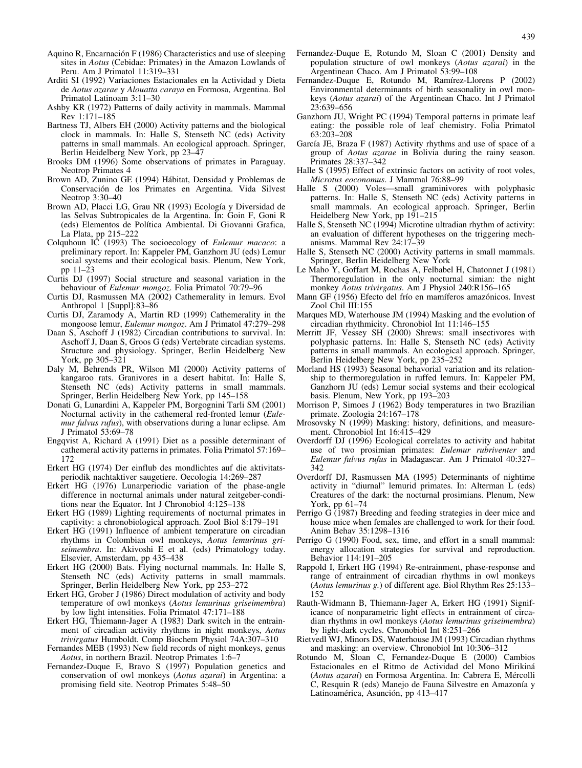Aquino R, Encarnación F (1986) Characteristics and use of sleeping sites in *Aotus* (Cebidae: Primates) in the Amazon Lowlands of Peru. Am J Primatol 11:319–331

Arditi SI (1992) Variaciones Estacionales en la Actividad y Dieta de *Aotus azarae* y *Alouatta caraya* en Formosa, Argentina. Bol Primatol Latinoam 3:11–30

Ashby KR (1972) Patterns of daily activity in mammals. Mammal Rev 1:171–185

Bartness TJ, Albers EH (2000) Activity patterns and the biological clock in mammals. In: Halle S, Stenseth NC (eds) Activity patterns in small mammals. An ecological approach. Springer, Berlin Heidelberg New York, pp 23–47

Brooks DM (1996) Some observations of primates in Paraguay. Neotrop Primates 4

Brown AD, Zunino GE (1994) Hábitat, Densidad y Problemas de Conservación de los Primates en Argentina. Vida Silvest Neotrop 3:30–40

Brown AD, Placci LG, Grau NR (1993) Ecología y Diversidad de las Selvas Subtropicales de la Argentina. In: Goin F, Goni R (eds) Elementos de Política Ambiental. Di Giovanni Grafica, La Plata, pp 215–222

Colquhoun IC (1993) The socioecology of *Eulemur macaco*: a preliminary report. In: Kappeler PM, Ganzhorn JU (eds) Lemur social systems and their ecological basis. Plenum, New York, pp 11–23

Curtis DJ (1997) Social structure and seasonal variation in the behaviour of *Eulemur mongoz*. Folia Primatol 70:79–96

Curtis DJ, Rasmussen MA (2002) Cathemerality in lemurs. Evol Anthropol 1 [Suppl]:83–86

Curtis DJ, Zaramody A, Martin RD (1999) Cathemerality in the mongoose lemur, *Eulemur mongoz*. Am J Primatol 47:279–298

Daan S, Aschoff J (1982) Circadian contributions to survival. In: Aschoff J, Daan S, Groos G (eds) Vertebrate circadian systems. Structure and physiology. Springer, Berlin Heidelberg New York, pp 305–321

Daly M, Behrends PR, Wilson MI (2000) Activity patterns of kangaroo rats. Granivores in a desert habitat. In: Halle S, Stenseth NC (eds) Activity patterns in small mammals. Springer, Berlin Heidelberg New York, pp 145–158

Donati G, Lunardini A, Kappeler PM, Borgognini Tarli SM (2001) Nocturnal activity in the cathemeral red-fronted lemur (*Eulemur fulvus rufus*), with observations during a lunar eclipse. Am J Primatol 53:69–78

Engqvist A, Richard A (1991) Diet as a possible determinant of cathemeral activity patterns in primates. Folia Primatol 57:169–172

Erkert HG (1974) Der einflub des mondlichtes auf die aktivitatsperiodik nachtaktiver saugetiere. Oecologia 14:269–287

Erkert HG (1976) Lunarperiodic variation of the phase-angle difference in nocturnal animals under natural zeitgeber-conditions near the Equator. Int J Chronobiol 4:125–138

Erkert HG (1989) Lighting requirements of nocturnal primates in captivity: a chronobiological approach. Zool Biol 8:179–191

Erkert HG (1991) Influence of ambient temperature on circadian rhythms in Colombian owl monkeys, *Aotus lemurinus griseimembra*. In: Akivoshi E et al. (eds) Primatology today. Elsevier, Amsterdam, pp 435–438

Erkert HG (2000) Bats. Flying nocturnal mammals. In: Halle S, Stenseth NC (eds) Activity patterns in small mammals. Springer, Berlin Heidelberg New York, pp 253–272

Erkert HG, Grober J (1986) Direct modulation of activity and body temperature of owl monkeys (*Aotus lemurinus griseimembra*) by low light intensities. Folia Primatol 47:171–188

Erkert HG, Thiemann-Jager A (1983) Dark switch in the entrainment of circadian activity rhythms in night monkeys, *Aotus trivirgatus* Humboldt. Comp Biochem Physiol 74A:307–310

Fernandes MEB (1993) New field records of night monkeys, genus *Aotus*, in northern Brazil. Neotrop Primates 1:6–7

Fernandez-Duque E, Bravo S (1997) Population genetics and conservation of owl monkeys (*Aotus azarai*) in Argentina: a promising field site. Neotrop Primates 5:48–50

Fernandez-Duque E, Rotundo M, Sloan C (2001) Density and population structure of owl monkeys (*Aotus azarai*) in the Argentinean Chaco. Am J Primatol 53:99–108

Fernandez-Duque E, Rotundo M, Ramírez-Llorens P (2002) Environmental determinants of birth seasonality in owl monkeys (*Aotus azarai*) of the Argentinean Chaco. Int J Primatol 23:639–656

Ganzhorn JU, Wright PC (1994) Temporal patterns in primate leaf eating: the possible role of leaf chemistry. Folia Primatol 63:203–208

García JE, Braza F (1987) Activity rhythms and use of space of a group of *Aotus azarae* in Bolivia during the rainy season. Primates 28:337–342

Halle S (1995) Effect of extrinsic factors on activity of root voles, *Microtus eoconomus*. J Mammal 76:88–99

Halle S (2000) Voles—small graminivores with polyphasic patterns. In: Halle S, Stenseth NC (eds) Activity patterns in small mammals. An ecological approach. Springer, Berlin Heidelberg New York, pp 191–215

Halle S, Stenseth NC (1994) Microtine ultradian rhythm of activity: an evaluation of different hypotheses on the triggering mechanisms. Mammal Rev 24:17–39

Halle S, Stenseth NC (2000) Activity patterns in small mammals. Springer, Berlin Heidelberg New York

Le Maho Y, Goffart M, Rochas A, Felbabel H, Chatonnet J (1981) Thermoregulation in the only nocturnal simian: the night monkey *Aotus trivirgatus*. Am J Physiol 240:R156–165

Mann GF (1956) Efecto del frío en mamíferos amazónicos. Invest Zool Chil III:155

Marques MD, Waterhouse JM (1994) Masking and the evolution of circadian rhythmicity. Chronobiol Int 11:146–155

Merritt JF, Vessey SH (2000) Shrews: small insectivores with polyphasic patterns. In: Halle S, Stenseth NC (eds) Activity patterns in small mammals. An ecological approach. Springer, Berlin Heidelberg New York, pp 235–252

Morland HS (1993) Seasonal behavioral variation and its relationship to thermoregulation in ruffed lemurs. In: Kappeler PM, Ganzhorn JU (eds) Lemur social systems and their ecological basis. Plenum, New York, pp 193–203

Morrison P, Simoes J (1962) Body temperatures in two Brazilian primate. Zoologia 24:167–178

Mrosovsky N (1999) Masking: history, definitions, and measurement. Chronobiol Int 16:415–429

Overdorff DJ (1996) Ecological correlates to activity and habitat use of two prosimian primates: *Eulemur rubriventer* and *Eulemur fulvus rufus* in Madagascar. Am J Primatol 40:327–342

Overdorff DJ, Rasmussen MA (1995) Determinants of nighttime activity in "diurnal" lemurid primates. In: Alterman L (eds) Creatures of the dark: the nocturnal prosimians. Plenum, New York, pp 61–74

Perrigo G (1987) Breeding and feeding strategies in deer mice and house mice when females are challenged to work for their food. Anim Behav 35:1298–1316

Perrigo G (1990) Food, sex, time, and effort in a small mammal: energy allocation strategies for survival and reproduction. Behavior 114:191–205

Rappold I, Erkert HG (1994) Re-entrainment, phase-response and range of entrainment of circadian rhythms in owl monkeys (*Aotus lemurinus g.*) of different age. Biol Rhythm Res 25:133–152

Rauth-Widmann B, Thiemann-Jager A, Erkert HG (1991) Significance of nonparametric light effects in entrainment of circadian rhythms in owl monkeys (*Aotus lemurinus griseimembra*) by light-dark cycles. Chronobiol Int 8:251–266

Rietvedl WJ, Minors DS, Waterhouse JM (1993) Circadian rhythms and masking: an overview. Chronobiol Int 10:306–312

Rotundo M, Sloan C, Fernandez-Duque E (2000) Cambios Estacionales en el Ritmo de Actividad del Mono Mirikiná (*Aotus azarai*) en Formosa Argentina. In: Cabrera E, Mércolli C, Resquin R (eds) Manejo de Fauna Silvestre en Amazonía y Latinoamérica, Asunción, pp 413–417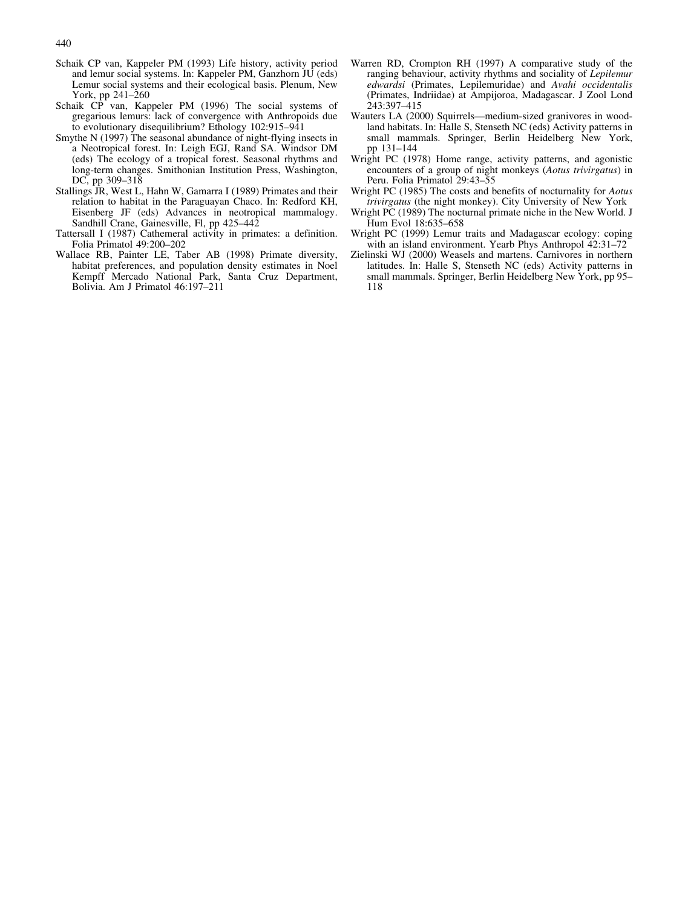Schaik CP van, Kappeler PM (1993) Life history, activity period and lemur social systems. In: Kappeler PM, Ganzhorn JU (eds) Lemur social systems and their ecological basis. Plenum, New York, pp 241–260

Schaik CP van, Kappeler PM (1996) The social systems of gregarious lemurs: lack of convergence with Anthropoids due to evolutionary disequilibrium? Ethology 102:915–941

Smythe N (1997) The seasonal abundance of night-flying insects in a Neotropical forest. In: Leigh EGJ, Rand SA. Windsor DM (eds) The ecology of a tropical forest. Seasonal rhythms and long-term changes. Smithonian Institution Press, Washington, DC, pp 309–318

Stallings JR, West L, Hahn W, Gamarra I (1989) Primates and their relation to habitat in the Paraguayan Chaco. In: Redford KH, Eisenberg JF (eds) Advances in neotropical mammalogy. Sandhill Crane, Gainesville, Fl, pp 425–442

Tattersall I (1987) Cathemeral activity in primates: a definition. Folia Primatol 49:200–202

Wallace RB, Painter LE, Taber AB (1998) Primate diversity, habitat preferences, and population density estimates in Noel Kempff Mercado National Park, Santa Cruz Department, Bolivia. Am J Primatol 46:197–211

Warren RD, Crompton RH (1997) A comparative study of the ranging behaviour, activity rhythms and sociality of *Lepilemur edwardsi* (Primates, Lepilemuridae) and *Avahi occidentalis* (Primates, Indriidae) at Ampijoroa, Madagascar. J Zool Lond 243:397–415

Wauters LA (2000) Squirrels—medium-sized granivores in woodland habitats. In: Halle S, Stenseth NC (eds) Activity patterns in small mammals. Springer, Berlin Heidelberg New York, pp 131–144

Wright PC (1978) Home range, activity patterns, and agonistic encounters of a group of night monkeys (*Aotus trivirgatus*) in Peru. Folia Primatol 29:43–55

Wright PC (1985) The costs and benefits of nocturnality for *Aotus trivirgatus* (the night monkey). City University of New York

Wright PC (1989) The nocturnal primate niche in the New World. J Hum Evol 18:635–658

Wright PC (1999) Lemur traits and Madagascar ecology: coping with an island environment. Yearb Phys Anthropol 42:31–72

Zielinski WJ (2000) Weasels and martens. Carnivores in northern latitudes. In: Halle S, Stenseth NC (eds) Activity patterns in small mammals. Springer, Berlin Heidelberg New York, pp 95–118